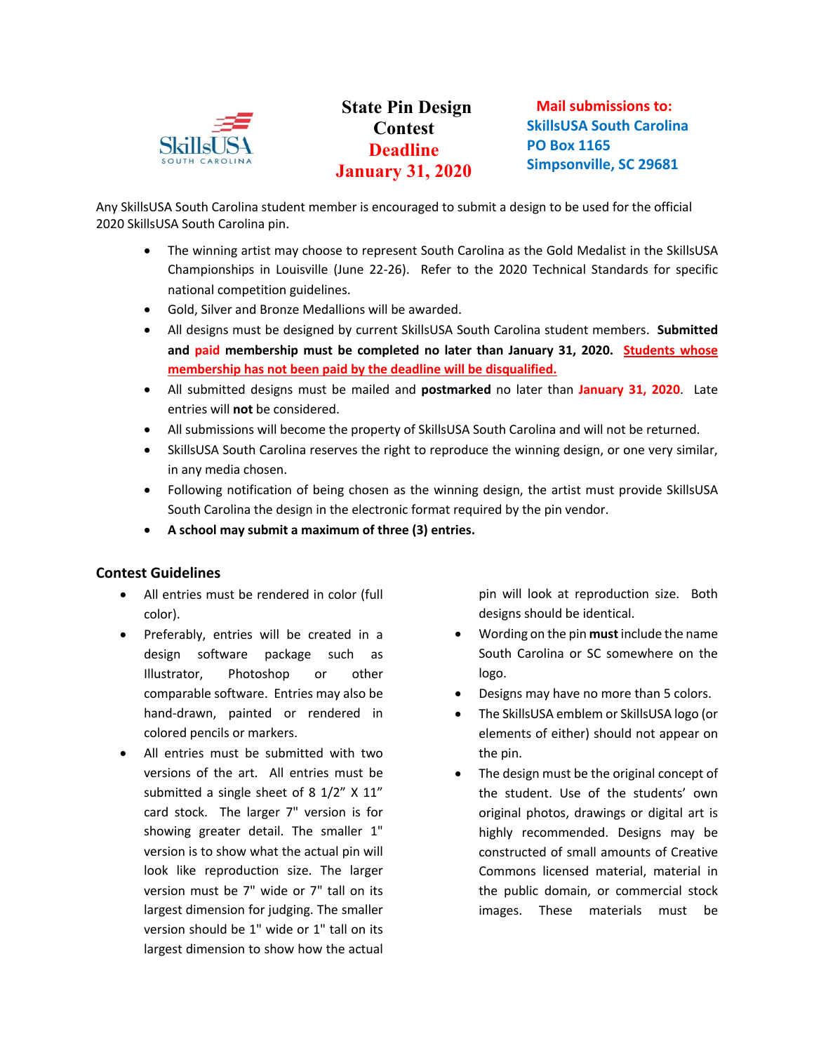# State Pin Design Contest

**Deadline January 31, 2020**

**Mail submissions to:**
**SkillsUSA South Carolina**
**PO Box 1165**
**Simpsonville, SC 29681**

Any SkillsUSA South Carolina student member is encouraged to submit a design to be used for the official 2020 SkillsUSA South Carolina pin.

- The winning artist may choose to represent South Carolina as the Gold Medalist in the SkillsUSA Championships in Louisville (June 22-26). Refer to the 2020 Technical Standards for specific national competition guidelines.
- Gold, Silver and Bronze Medallions will be awarded.
- All designs must be designed by current SkillsUSA South Carolina student members. **Submitted and paid membership must be completed no later than January 31, 2020.** **Students whose membership has not been paid by the deadline will be disqualified.**
- All submitted designs must be mailed and **postmarked** no later than **January 31, 2020**. Late entries will **not** be considered.
- All submissions will become the property of SkillsUSA South Carolina and will not be returned.
- SkillsUSA South Carolina reserves the right to reproduce the winning design, or one very similar, in any media chosen.
- Following notification of being chosen as the winning design, the artist must provide SkillsUSA South Carolina the design in the electronic format required by the pin vendor.
- **A school may submit a maximum of three (3) entries.**

## Contest Guidelines

- All entries must be rendered in color (full color).
- Preferably, entries will be created in a design software package such as Illustrator, Photoshop or other comparable software. Entries may also be hand-drawn, painted or rendered in colored pencils or markers.
- All entries must be submitted with two versions of the art. All entries must be submitted a single sheet of 8 1/2" X 11" card stock. The larger 7" version is for showing greater detail. The smaller 1" version is to show what the actual pin will look like reproduction size. The larger version must be 7" wide or 7" tall on its largest dimension for judging. The smaller version should be 1" wide or 1" tall on its largest dimension to show how the actual pin will look at reproduction size. Both designs should be identical.
- Wording on the pin **must** include the name South Carolina or SC somewhere on the logo.
- Designs may have no more than 5 colors.
- The SkillsUSA emblem or SkillsUSA logo (or elements of either) should not appear on the pin.
- The design must be the original concept of the student. Use of the students' own original photos, drawings or digital art is highly recommended. Designs may be constructed of small amounts of Creative Commons licensed material, material in the public domain, or commercial stock images. These materials must be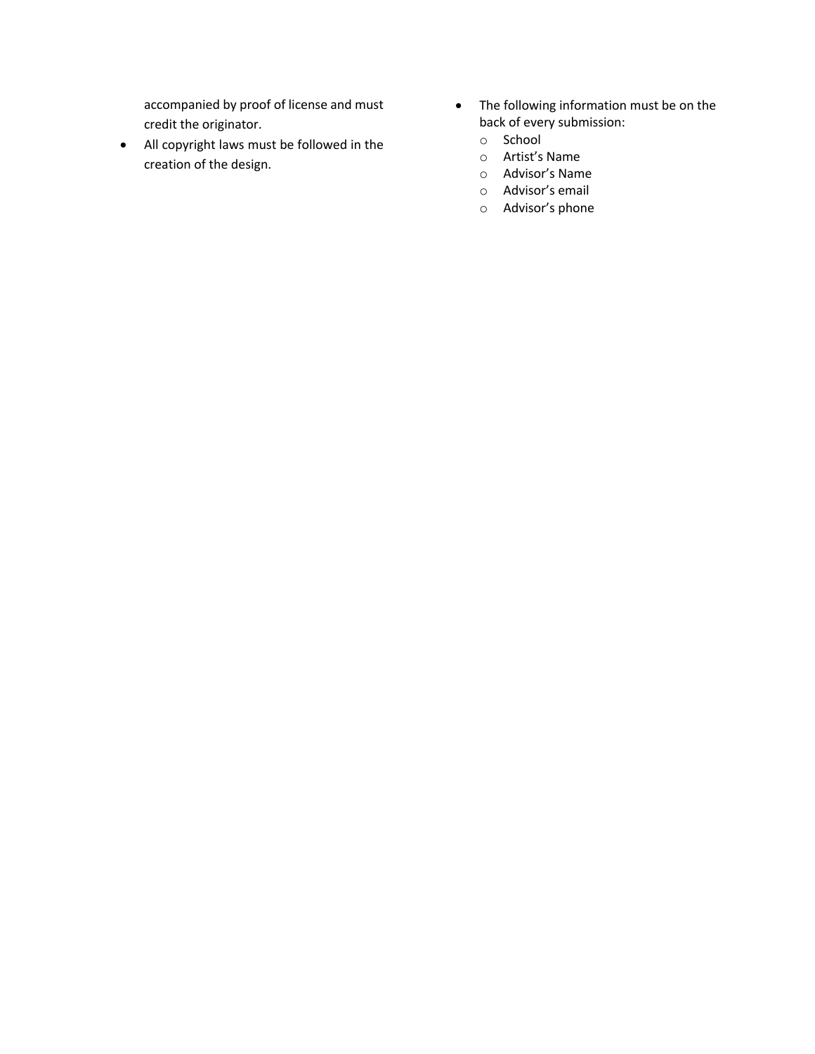accompanied by proof of license and must credit the originator.

- All copyright laws must be followed in the creation of the design.
- The following information must be on the back of every submission:
  - School
  - Artist's Name
  - Advisor's Name
  - Advisor's email
  - Advisor's phone